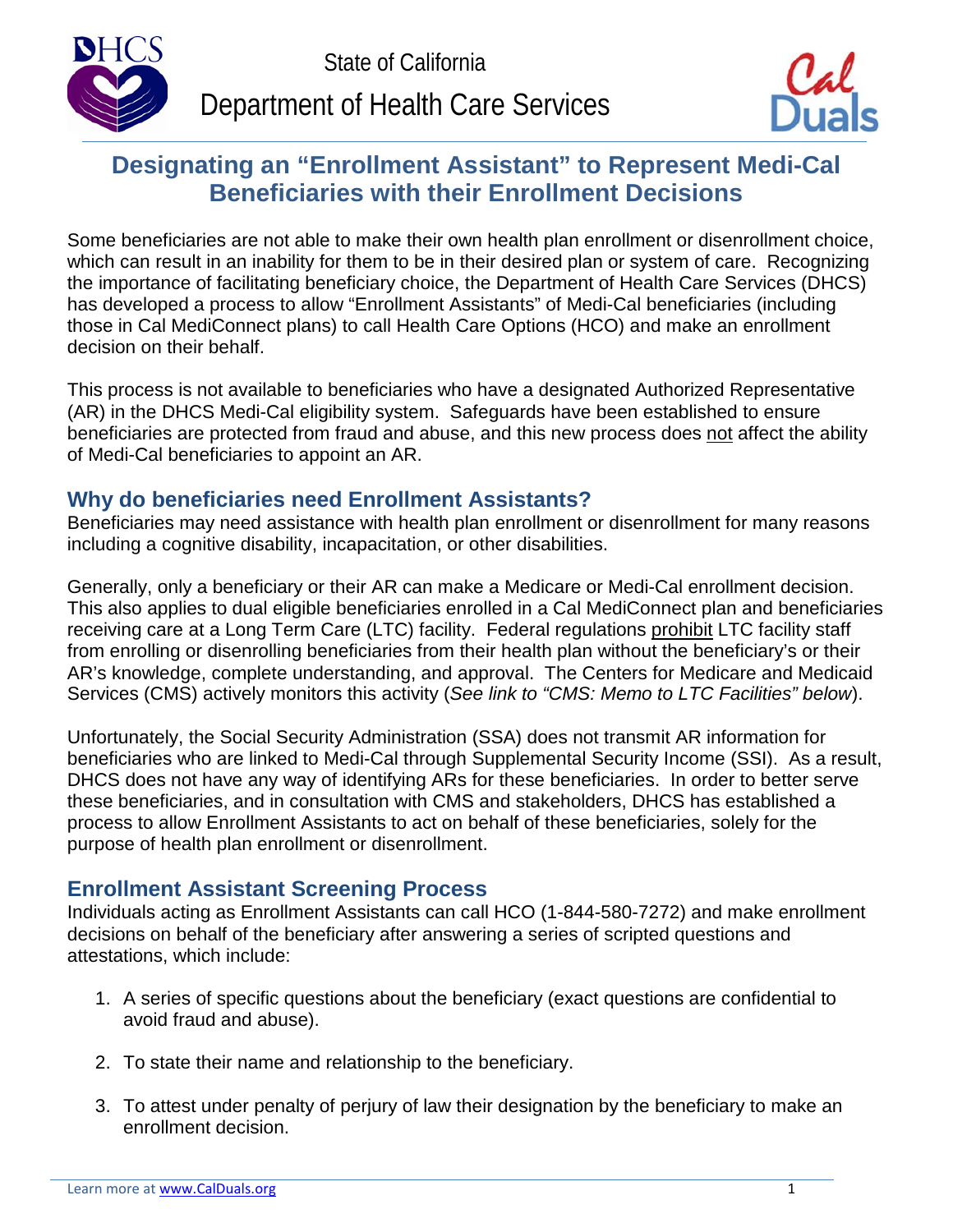State of California

Department of Health Care Services

# Designating an "Enrollment Assistant" to Represent Medi-Cal Beneficiaries with their Enrollment Decisions

Some beneficiaries are not able to make their own health plan enrollment or disenrollment choice, which can result in an inability for them to be in their desired plan or system of care. Recognizing the importance of facilitating beneficiary choice, the Department of Health Care Services (DHCS) has developed a process to allow "Enrollment Assistants" of Medi-Cal beneficiaries (including those in Cal MediConnect plans) to call Health Care Options (HCO) and make an enrollment decision on their behalf.

This process is not available to beneficiaries who have a designated Authorized Representative (AR) in the DHCS Medi-Cal eligibility system. Safeguards have been established to ensure beneficiaries are protected from fraud and abuse, and this new process does not affect the ability of Medi-Cal beneficiaries to appoint an AR.

## Why do beneficiaries need Enrollment Assistants?

Beneficiaries may need assistance with health plan enrollment or disenrollment for many reasons including a cognitive disability, incapacitation, or other disabilities.

Generally, only a beneficiary or their AR can make a Medicare or Medi-Cal enrollment decision. This also applies to dual eligible beneficiaries enrolled in a Cal MediConnect plan and beneficiaries receiving care at a Long Term Care (LTC) facility. Federal regulations prohibit LTC facility staff from enrolling or disenrolling beneficiaries from their health plan without the beneficiary's or their AR's knowledge, complete understanding, and approval. The Centers for Medicare and Medicaid Services (CMS) actively monitors this activity (*See link to "CMS: Memo to LTC Facilities" below*).

Unfortunately, the Social Security Administration (SSA) does not transmit AR information for beneficiaries who are linked to Medi-Cal through Supplemental Security Income (SSI). As a result, DHCS does not have any way of identifying ARs for these beneficiaries. In order to better serve these beneficiaries, and in consultation with CMS and stakeholders, DHCS has established a process to allow Enrollment Assistants to act on behalf of these beneficiaries, solely for the purpose of health plan enrollment or disenrollment.

## Enrollment Assistant Screening Process

Individuals acting as Enrollment Assistants can call HCO (1-844-580-7272) and make enrollment decisions on behalf of the beneficiary after answering a series of scripted questions and attestations, which include:

1. A series of specific questions about the beneficiary (exact questions are confidential to avoid fraud and abuse).
2. To state their name and relationship to the beneficiary.
3. To attest under penalty of perjury of law their designation by the beneficiary to make an enrollment decision.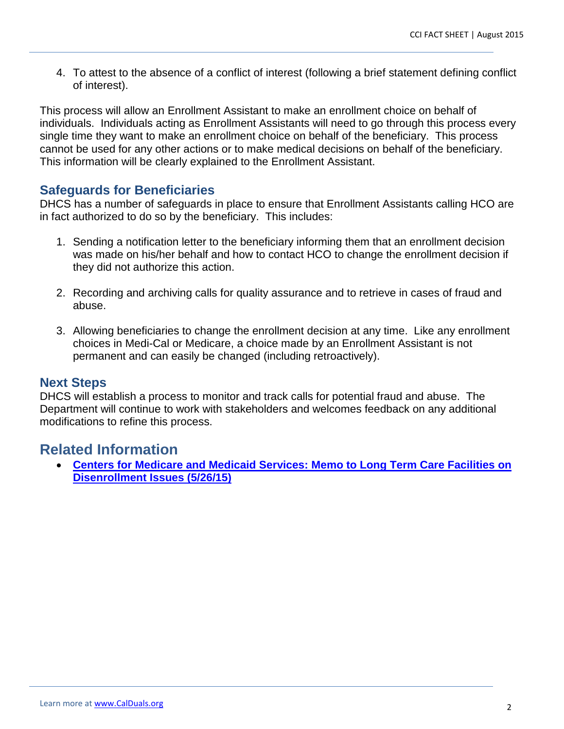4. To attest to the absence of a conflict of interest (following a brief statement defining conflict of interest).

This process will allow an Enrollment Assistant to make an enrollment choice on behalf of individuals. Individuals acting as Enrollment Assistants will need to go through this process every single time they want to make an enrollment choice on behalf of the beneficiary. This process cannot be used for any other actions or to make medical decisions on behalf of the beneficiary. This information will be clearly explained to the Enrollment Assistant.

### Safeguards for Beneficiaries

DHCS has a number of safeguards in place to ensure that Enrollment Assistants calling HCO are in fact authorized to do so by the beneficiary. This includes:

1. Sending a notification letter to the beneficiary informing them that an enrollment decision was made on his/her behalf and how to contact HCO to change the enrollment decision if they did not authorize this action.

2. Recording and archiving calls for quality assurance and to retrieve in cases of fraud and abuse.

3. Allowing beneficiaries to change the enrollment decision at any time. Like any enrollment choices in Medi-Cal or Medicare, a choice made by an Enrollment Assistant is not permanent and can easily be changed (including retroactively).

### Next Steps

DHCS will establish a process to monitor and track calls for potential fraud and abuse. The Department will continue to work with stakeholders and welcomes feedback on any additional modifications to refine this process.

## Related Information

- **Centers for Medicare and Medicaid Services: Memo to Long Term Care Facilities on Disenrollment Issues (5/26/15)**